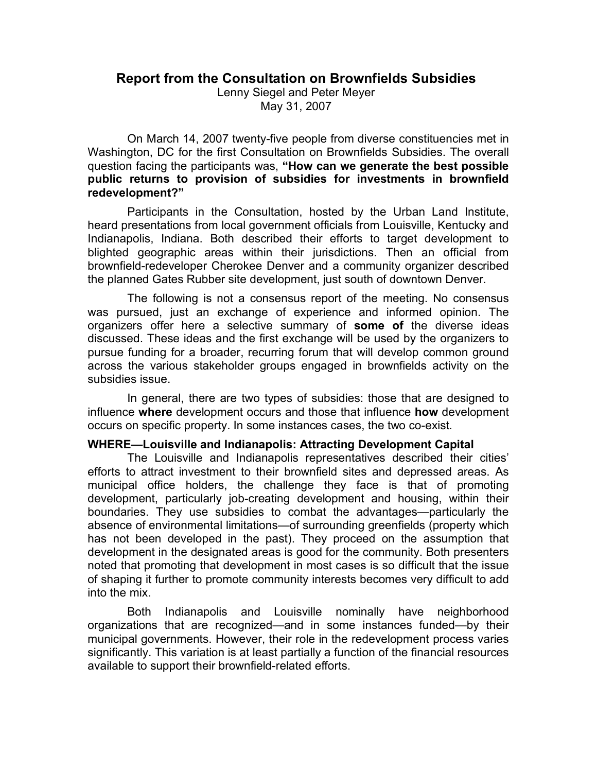# Report from the Consultation on Brownfields Subsidies

Lenny Siegel and Peter Meyer
May 31, 2007

On March 14, 2007 twenty-five people from diverse constituencies met in Washington, DC for the first Consultation on Brownfields Subsidies. The overall question facing the participants was, **"How can we generate the best possible public returns to provision of subsidies for investments in brownfield redevelopment?"**

Participants in the Consultation, hosted by the Urban Land Institute, heard presentations from local government officials from Louisville, Kentucky and Indianapolis, Indiana. Both described their efforts to target development to blighted geographic areas within their jurisdictions. Then an official from brownfield-redeveloper Cherokee Denver and a community organizer described the planned Gates Rubber site development, just south of downtown Denver.

The following is not a consensus report of the meeting. No consensus was pursued, just an exchange of experience and informed opinion. The organizers offer here a selective summary of **some of** the diverse ideas discussed. These ideas and the first exchange will be used by the organizers to pursue funding for a broader, recurring forum that will develop common ground across the various stakeholder groups engaged in brownfields activity on the subsidies issue.

In general, there are two types of subsidies: those that are designed to influence **where** development occurs and those that influence **how** development occurs on specific property. In some instances cases, the two co-exist.

## WHERE—Louisville and Indianapolis: Attracting Development Capital

The Louisville and Indianapolis representatives described their cities' efforts to attract investment to their brownfield sites and depressed areas. As municipal office holders, the challenge they face is that of promoting development, particularly job-creating development and housing, within their boundaries. They use subsidies to combat the advantages—particularly the absence of environmental limitations—of surrounding greenfields (property which has not been developed in the past). They proceed on the assumption that development in the designated areas is good for the community. Both presenters noted that promoting that development in most cases is so difficult that the issue of shaping it further to promote community interests becomes very difficult to add into the mix.

Both Indianapolis and Louisville nominally have neighborhood organizations that are recognized—and in some instances funded—by their municipal governments. However, their role in the redevelopment process varies significantly. This variation is at least partially a function of the financial resources available to support their brownfield-related efforts.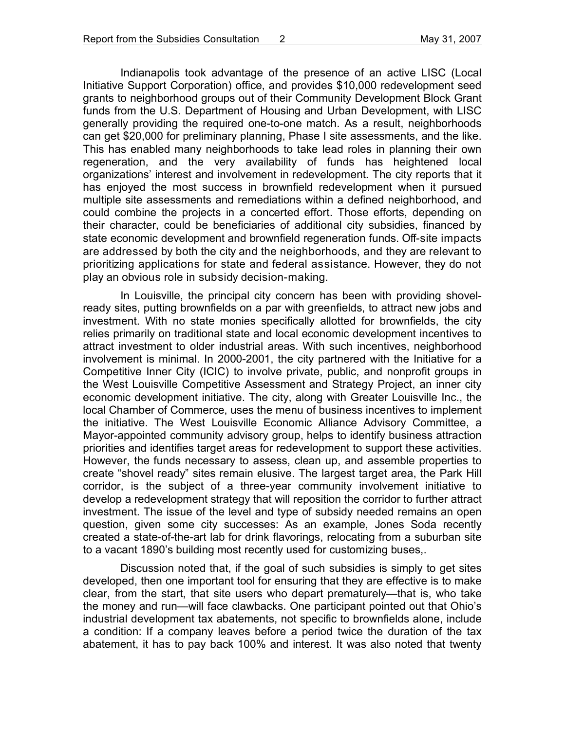Indianapolis took advantage of the presence of an active LISC (Local Initiative Support Corporation) office, and provides $10,000 redevelopment seed grants to neighborhood groups out of their Community Development Block Grant funds from the U.S. Department of Housing and Urban Development, with LISC generally providing the required one-to-one match. As a result, neighborhoods can get $20,000 for preliminary planning, Phase I site assessments, and the like. This has enabled many neighborhoods to take lead roles in planning their own regeneration, and the very availability of funds has heightened local organizations' interest and involvement in redevelopment. The city reports that it has enjoyed the most success in brownfield redevelopment when it pursued multiple site assessments and remediations within a defined neighborhood, and could combine the projects in a concerted effort. Those efforts, depending on their character, could be beneficiaries of additional city subsidies, financed by state economic development and brownfield regeneration funds. Off-site impacts are addressed by both the city and the neighborhoods, and they are relevant to prioritizing applications for state and federal assistance. However, they do not play an obvious role in subsidy decision-making.

In Louisville, the principal city concern has been with providing shovel-ready sites, putting brownfields on a par with greenfields, to attract new jobs and investment. With no state monies specifically allotted for brownfields, the city relies primarily on traditional state and local economic development incentives to attract investment to older industrial areas. With such incentives, neighborhood involvement is minimal. In 2000-2001, the city partnered with the Initiative for a Competitive Inner City (ICIC) to involve private, public, and nonprofit groups in the West Louisville Competitive Assessment and Strategy Project, an inner city economic development initiative. The city, along with Greater Louisville Inc., the local Chamber of Commerce, uses the menu of business incentives to implement the initiative. The West Louisville Economic Alliance Advisory Committee, a Mayor-appointed community advisory group, helps to identify business attraction priorities and identifies target areas for redevelopment to support these activities. However, the funds necessary to assess, clean up, and assemble properties to create "shovel ready" sites remain elusive. The largest target area, the Park Hill corridor, is the subject of a three-year community involvement initiative to develop a redevelopment strategy that will reposition the corridor to further attract investment. The issue of the level and type of subsidy needed remains an open question, given some city successes: As an example, Jones Soda recently created a state-of-the-art lab for drink flavorings, relocating from a suburban site to a vacant 1890's building most recently used for customizing buses,.

Discussion noted that, if the goal of such subsidies is simply to get sites developed, then one important tool for ensuring that they are effective is to make clear, from the start, that site users who depart prematurely—that is, who take the money and run—will face clawbacks. One participant pointed out that Ohio's industrial development tax abatements, not specific to brownfields alone, include a condition: If a company leaves before a period twice the duration of the tax abatement, it has to pay back 100% and interest. It was also noted that twenty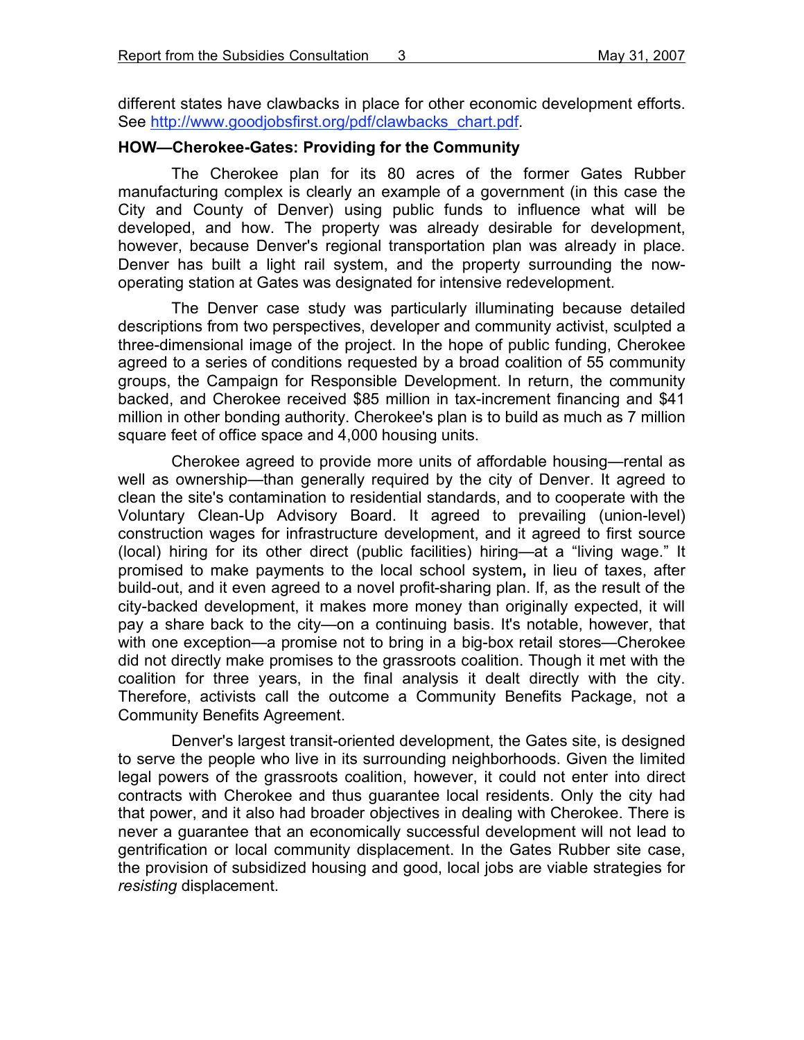different states have clawbacks in place for other economic development efforts. See [http://www.goodjobsfirst.org/pdf/clawbacks_chart.pdf](http://www.goodjobsfirst.org/pdf/clawbacks_chart.pdf).

**HOW—Cherokee-Gates: Providing for the Community**

The Cherokee plan for its 80 acres of the former Gates Rubber manufacturing complex is clearly an example of a government (in this case the City and County of Denver) using public funds to influence what will be developed, and how. The property was already desirable for development, however, because Denver's regional transportation plan was already in place. Denver has built a light rail system, and the property surrounding the now-operating station at Gates was designated for intensive redevelopment.

The Denver case study was particularly illuminating because detailed descriptions from two perspectives, developer and community activist, sculpted a three-dimensional image of the project. In the hope of public funding, Cherokee agreed to a series of conditions requested by a broad coalition of 55 community groups, the Campaign for Responsible Development. In return, the community backed, and Cherokee received $85 million in tax-increment financing and $41 million in other bonding authority. Cherokee's plan is to build as much as 7 million square feet of office space and 4,000 housing units.

Cherokee agreed to provide more units of affordable housing—rental as well as ownership—than generally required by the city of Denver. It agreed to clean the site's contamination to residential standards, and to cooperate with the Voluntary Clean-Up Advisory Board. It agreed to prevailing (union-level) construction wages for infrastructure development, and it agreed to first source (local) hiring for its other direct (public facilities) hiring—at a "living wage." It promised to make payments to the local school system, in lieu of taxes, after build-out, and it even agreed to a novel profit-sharing plan. If, as the result of the city-backed development, it makes more money than originally expected, it will pay a share back to the city—on a continuing basis. It's notable, however, that with one exception—a promise not to bring in a big-box retail stores—Cherokee did not directly make promises to the grassroots coalition. Though it met with the coalition for three years, in the final analysis it dealt directly with the city. Therefore, activists call the outcome a Community Benefits Package, not a Community Benefits Agreement.

Denver's largest transit-oriented development, the Gates site, is designed to serve the people who live in its surrounding neighborhoods. Given the limited legal powers of the grassroots coalition, however, it could not enter into direct contracts with Cherokee and thus guarantee local residents. Only the city had that power, and it also had broader objectives in dealing with Cherokee. There is never a guarantee that an economically successful development will not lead to gentrification or local community displacement. In the Gates Rubber site case, the provision of subsidized housing and good, local jobs are viable strategies for *resisting* displacement.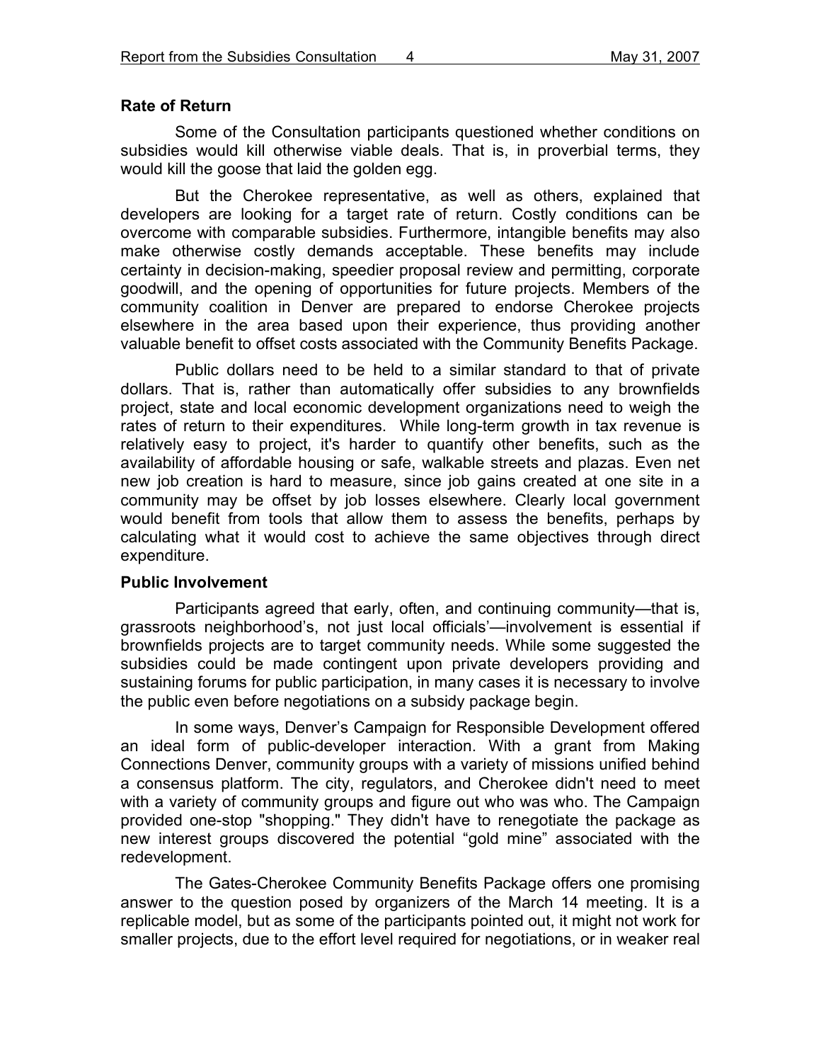## Rate of Return

Some of the Consultation participants questioned whether conditions on subsidies would kill otherwise viable deals. That is, in proverbial terms, they would kill the goose that laid the golden egg.

But the Cherokee representative, as well as others, explained that developers are looking for a target rate of return. Costly conditions can be overcome with comparable subsidies. Furthermore, intangible benefits may also make otherwise costly demands acceptable. These benefits may include certainty in decision-making, speedier proposal review and permitting, corporate goodwill, and the opening of opportunities for future projects. Members of the community coalition in Denver are prepared to endorse Cherokee projects elsewhere in the area based upon their experience, thus providing another valuable benefit to offset costs associated with the Community Benefits Package.

Public dollars need to be held to a similar standard to that of private dollars. That is, rather than automatically offer subsidies to any brownfields project, state and local economic development organizations need to weigh the rates of return to their expenditures. While long-term growth in tax revenue is relatively easy to project, it's harder to quantify other benefits, such as the availability of affordable housing or safe, walkable streets and plazas. Even net new job creation is hard to measure, since job gains created at one site in a community may be offset by job losses elsewhere. Clearly local government would benefit from tools that allow them to assess the benefits, perhaps by calculating what it would cost to achieve the same objectives through direct expenditure.

## Public Involvement

Participants agreed that early, often, and continuing community—that is, grassroots neighborhood's, not just local officials'—involvement is essential if brownfields projects are to target community needs. While some suggested the subsidies could be made contingent upon private developers providing and sustaining forums for public participation, in many cases it is necessary to involve the public even before negotiations on a subsidy package begin.

In some ways, Denver's Campaign for Responsible Development offered an ideal form of public-developer interaction. With a grant from Making Connections Denver, community groups with a variety of missions unified behind a consensus platform. The city, regulators, and Cherokee didn't need to meet with a variety of community groups and figure out who was who. The Campaign provided one-stop "shopping." They didn't have to renegotiate the package as new interest groups discovered the potential "gold mine" associated with the redevelopment.

The Gates-Cherokee Community Benefits Package offers one promising answer to the question posed by organizers of the March 14 meeting. It is a replicable model, but as some of the participants pointed out, it might not work for smaller projects, due to the effort level required for negotiations, or in weaker real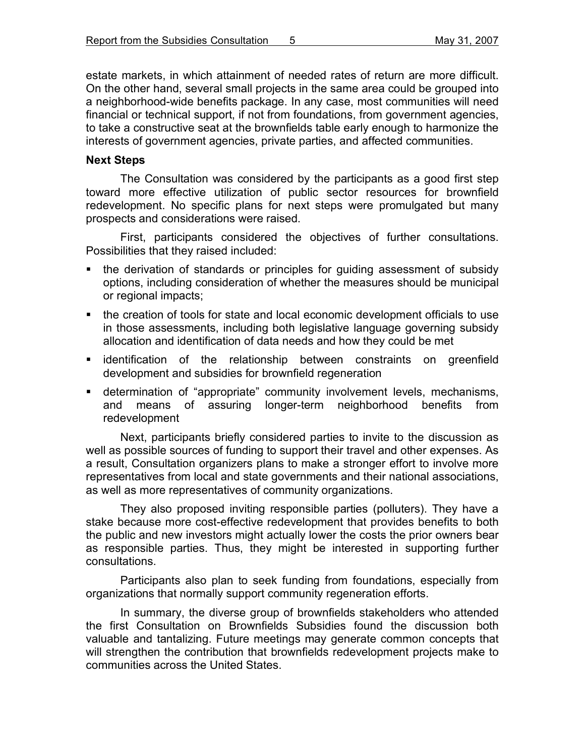estate markets, in which attainment of needed rates of return are more difficult. On the other hand, several small projects in the same area could be grouped into a neighborhood-wide benefits package. In any case, most communities will need financial or technical support, if not from foundations, from government agencies, to take a constructive seat at the brownfields table early enough to harmonize the interests of government agencies, private parties, and affected communities.

**Next Steps**

The Consultation was considered by the participants as a good first step toward more effective utilization of public sector resources for brownfield redevelopment. No specific plans for next steps were promulgated but many prospects and considerations were raised.

First, participants considered the objectives of further consultations. Possibilities that they raised included:

- the derivation of standards or principles for guiding assessment of subsidy options, including consideration of whether the measures should be municipal or regional impacts;
- the creation of tools for state and local economic development officials to use in those assessments, including both legislative language governing subsidy allocation and identification of data needs and how they could be met
- identification of the relationship between constraints on greenfield development and subsidies for brownfield regeneration
- determination of "appropriate" community involvement levels, mechanisms, and means of assuring longer-term neighborhood benefits from redevelopment

Next, participants briefly considered parties to invite to the discussion as well as possible sources of funding to support their travel and other expenses. As a result, Consultation organizers plans to make a stronger effort to involve more representatives from local and state governments and their national associations, as well as more representatives of community organizations.

They also proposed inviting responsible parties (polluters). They have a stake because more cost-effective redevelopment that provides benefits to both the public and new investors might actually lower the costs the prior owners bear as responsible parties. Thus, they might be interested in supporting further consultations.

Participants also plan to seek funding from foundations, especially from organizations that normally support community regeneration efforts.

In summary, the diverse group of brownfields stakeholders who attended the first Consultation on Brownfields Subsidies found the discussion both valuable and tantalizing. Future meetings may generate common concepts that will strengthen the contribution that brownfields redevelopment projects make to communities across the United States.